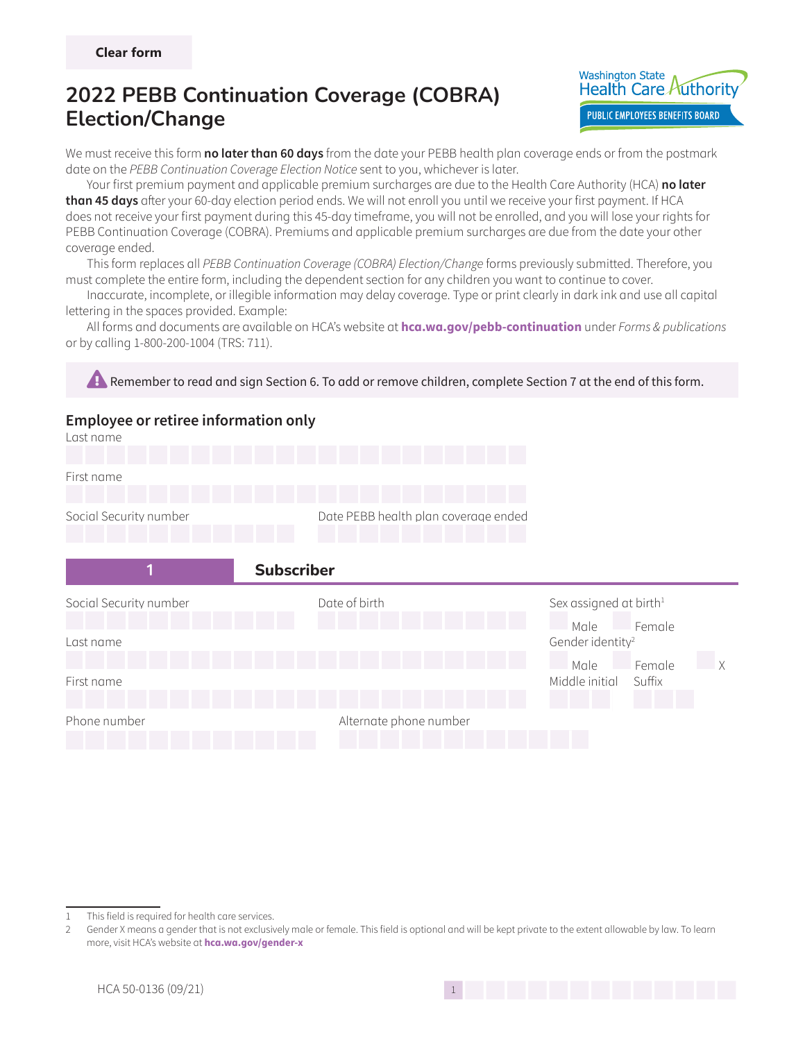Clear form

# 2022 PEBB Continuation Coverage (COBRA) Election/Change

Washington State Health Care Authority
PUBLIC EMPLOYEES BENEFITS BOARD

We must receive this form **no later than 60 days** from the date your PEBB health plan coverage ends or from the postmark date on the *PEBB Continuation Coverage Election Notice* sent to you, whichever is later.

Your first premium payment and applicable premium surcharges are due to the Health Care Authority (HCA) **no later than 45 days** after your 60-day election period ends. We will not enroll you until we receive your first payment. If HCA does not receive your first payment during this 45-day timeframe, you will not be enrolled, and you will lose your rights for PEBB Continuation Coverage (COBRA). Premiums and applicable premium surcharges are due from the date your other coverage ended.

This form replaces all *PEBB Continuation Coverage (COBRA) Election/Change* forms previously submitted. Therefore, you must complete the entire form, including the dependent section for any children you want to continue to cover.

Inaccurate, incomplete, or illegible information may delay coverage. Type or print clearly in dark ink and use all capital lettering in the spaces provided. Example:

All forms and documents are available on HCA's website at **hca.wa.gov/pebb-continuation** under *Forms & publications* or by calling 1-800-200-1004 (TRS: 711).

⚠ Remember to read and sign Section 6. To add or remove children, complete Section 7 at the end of this form.

## Employee or retiree information only

Last name

First name

Social Security number

Date PEBB health plan coverage ended

## 1 Subscriber

Social Security number

Date of birth

Sex assigned at birth[1]
☐ Male ☐ Female

Last name

Gender identity[2]
☐ Male ☐ Female ☐ X

First name

Middle initial

Suffix

Phone number

Alternate phone number

---

1 This field is required for health care services.

2 Gender X means a gender that is not exclusively male or female. This field is optional and will be kept private to the extent allowable by law. To learn more, visit HCA's website at **hca.wa.gov/gender-x**

HCA 50-0136 (09/21)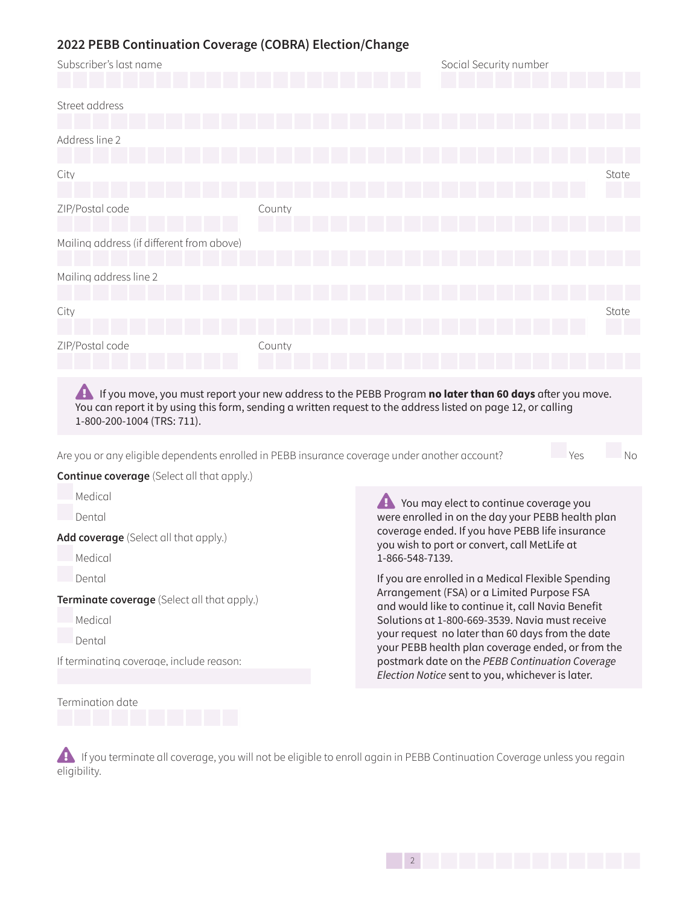## 2022 PEBB Continuation Coverage (COBRA) Election/Change

Subscriber's last name

Social Security number

Street address

Address line 2

City

State

ZIP/Postal code

County

Mailing address (if different from above)

Mailing address line 2

City

State

ZIP/Postal code

County

If you move, you must report your new address to the PEBB Program **no later than 60 days** after you move. You can report it by using this form, sending a written request to the address listed on page 12, or calling 1-800-200-1004 (TRS: 711).

Are you or any eligible dependents enrolled in PEBB insurance coverage under another account? ☐ Yes ☐ No

**Continue coverage** (Select all that apply.)

☐ Medical

☐ Dental

**Add coverage** (Select all that apply.)

☐ Medical

☐ Dental

**Terminate coverage** (Select all that apply.)

☐ Medical

☐ Dental

If terminating coverage, include reason:

Termination date

You may elect to continue coverage you were enrolled in on the day your PEBB health plan coverage ended. If you have PEBB life insurance you wish to port or convert, call MetLife at 1-866-548-7139.

If you are enrolled in a Medical Flexible Spending Arrangement (FSA) or a Limited Purpose FSA and would like to continue it, call Navia Benefit Solutions at 1-800-669-3539. Navia must receive your request no later than 60 days from the date your PEBB health plan coverage ended, or from the postmark date on the *PEBB Continuation Coverage Election Notice* sent to you, whichever is later.

If you terminate all coverage, you will not be eligible to enroll again in PEBB Continuation Coverage unless you regain eligibility.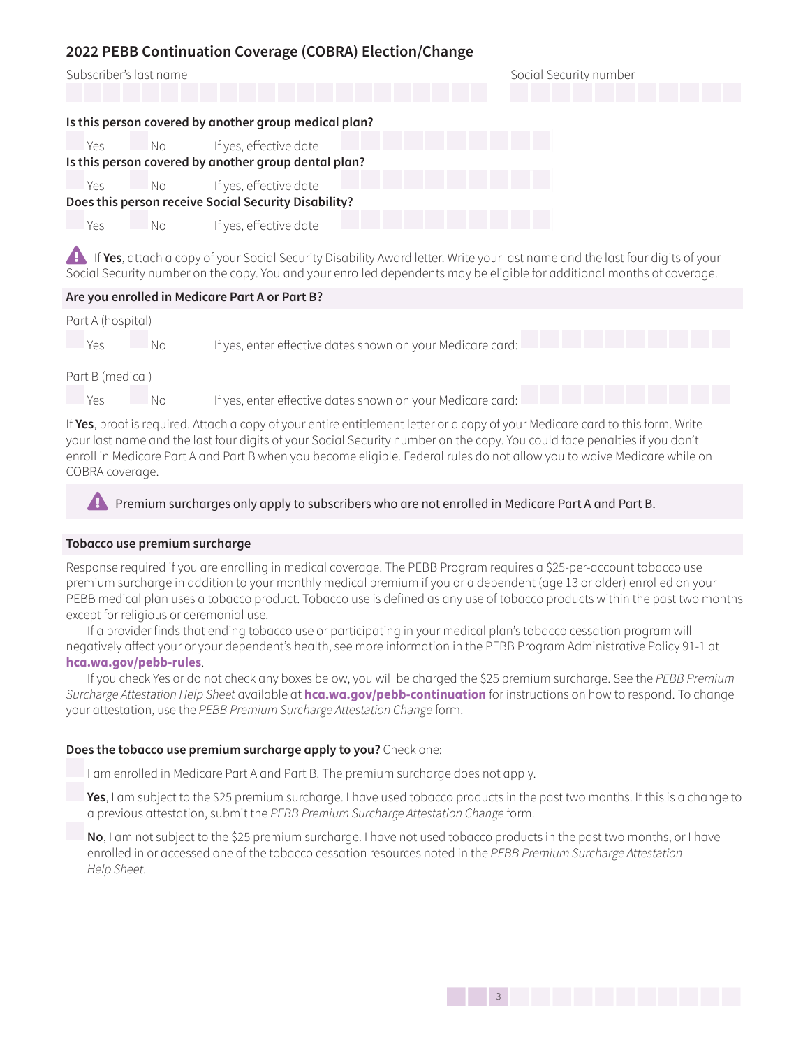## 2022 PEBB Continuation Coverage (COBRA) Election/Change

Subscriber's last name

Social Security number

**Is this person covered by another group medical plan?**

☐ Yes ☐ No If yes, effective date

**Is this person covered by another group dental plan?**

☐ Yes ☐ No If yes, effective date

**Does this person receive Social Security Disability?**

☐ Yes ☐ No If yes, effective date

⚠ If **Yes**, attach a copy of your Social Security Disability Award letter. Write your last name and the last four digits of your Social Security number on the copy. You and your enrolled dependents may be eligible for additional months of coverage.

### Are you enrolled in Medicare Part A or Part B?

Part A (hospital)

☐ Yes ☐ No If yes, enter effective dates shown on your Medicare card:

Part B (medical)

☐ Yes ☐ No If yes, enter effective dates shown on your Medicare card:

If **Yes**, proof is required. Attach a copy of your entire entitlement letter or a copy of your Medicare card to this form. Write your last name and the last four digits of your Social Security number on the copy. You could face penalties if you don't enroll in Medicare Part A and Part B when you become eligible. Federal rules do not allow you to waive Medicare while on COBRA coverage.

⚠ Premium surcharges only apply to subscribers who are not enrolled in Medicare Part A and Part B.

### Tobacco use premium surcharge

Response required if you are enrolling in medical coverage. The PEBB Program requires a $25-per-account tobacco use premium surcharge in addition to your monthly medical premium if you or a dependent (age 13 or older) enrolled on your PEBB medical plan uses a tobacco product. Tobacco use is defined as any use of tobacco products within the past two months except for religious or ceremonial use.

If a provider finds that ending tobacco use or participating in your medical plan's tobacco cessation program will negatively affect your or your dependent's health, see more information in the PEBB Program Administrative Policy 91-1 at **hca.wa.gov/pebb-rules**.

If you check Yes or do not check any boxes below, you will be charged the $25 premium surcharge. See the *PEBB Premium Surcharge Attestation Help Sheet* available at **hca.wa.gov/pebb-continuation** for instructions on how to respond. To change your attestation, use the *PEBB Premium Surcharge Attestation Change* form.

**Does the tobacco use premium surcharge apply to you?** Check one:

☐ I am enrolled in Medicare Part A and Part B. The premium surcharge does not apply.

☐ **Yes**, I am subject to the $25 premium surcharge. I have used tobacco products in the past two months. If this is a change to a previous attestation, submit the *PEBB Premium Surcharge Attestation Change* form.

☐ **No**, I am not subject to the $25 premium surcharge. I have not used tobacco products in the past two months, or I have enrolled in or accessed one of the tobacco cessation resources noted in the *PEBB Premium Surcharge Attestation Help Sheet*.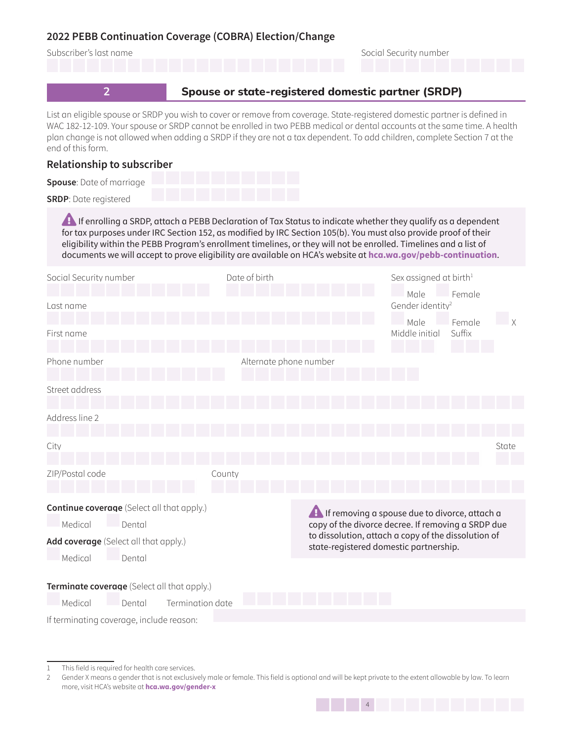## 2022 PEBB Continuation Coverage (COBRA) Election/Change

Subscriber's last name

Social Security number

## 2 Spouse or state-registered domestic partner (SRDP)

List an eligible spouse or SRDP you wish to cover or remove from coverage. State-registered domestic partner is defined in WAC 182-12-109. Your spouse or SRDP cannot be enrolled in two PEBB medical or dental accounts at the same time. A health plan change is not allowed when adding a SRDP if they are not a tax dependent. To add children, complete Section 7 at the end of this form.

### Relationship to subscriber

**Spouse**: Date of marriage

**SRDP**: Date registered

⚠ If enrolling a SRDP, attach a PEBB Declaration of Tax Status to indicate whether they qualify as a dependent for tax purposes under IRC Section 152, as modified by IRC Section 105(b). You must also provide proof of their eligibility within the PEBB Program's enrollment timelines, or they will not be enrolled. Timelines and a list of documents we will accept to prove eligibility are available on HCA's website at **hca.wa.gov/pebb-continuation**.

Social Security number

Date of birth

Sex assigned at birth[1]

☐ Male ☐ Female

Last name

Gender identity[2]

☐ Male ☐ Female ☐ X

First name

Middle initial

Suffix

Phone number

Alternate phone number

Street address

Address line 2

City

State

ZIP/Postal code

County

**Continue coverage** (Select all that apply.)

☐ Medical ☐ Dental

**Add coverage** (Select all that apply.)

☐ Medical ☐ Dental

⚠ If removing a spouse due to divorce, attach a copy of the divorce decree. If removing a SRDP due to dissolution, attach a copy of the dissolution of state-registered domestic partnership.

**Terminate coverage** (Select all that apply.)

☐ Medical ☐ Dental Termination date

If terminating coverage, include reason:

---

1 This field is required for health care services.

2 Gender X means a gender that is not exclusively male or female. This field is optional and will be kept private to the extent allowable by law. To learn more, visit HCA's website at **hca.wa.gov/gender-x**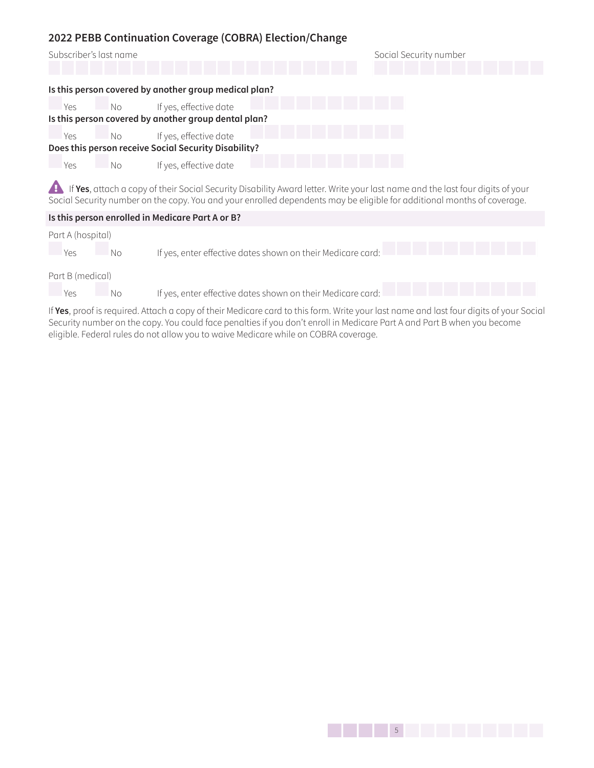## 2022 PEBB Continuation Coverage (COBRA) Election/Change

Subscriber's last name

Social Security number

**Is this person covered by another group medical plan?**

Yes No If yes, effective date

**Is this person covered by another group dental plan?**

Yes No If yes, effective date

**Does this person receive Social Security Disability?**

Yes No If yes, effective date

If **Yes**, attach a copy of their Social Security Disability Award letter. Write your last name and the last four digits of your Social Security number on the copy. You and your enrolled dependents may be eligible for additional months of coverage.

**Is this person enrolled in Medicare Part A or B?**

Part A (hospital)

Yes No If yes, enter effective dates shown on their Medicare card:

Part B (medical)

Yes No If yes, enter effective dates shown on their Medicare card:

If **Yes**, proof is required. Attach a copy of their Medicare card to this form. Write your last name and last four digits of your Social Security number on the copy. You could face penalties if you don't enroll in Medicare Part A and Part B when you become eligible. Federal rules do not allow you to waive Medicare while on COBRA coverage.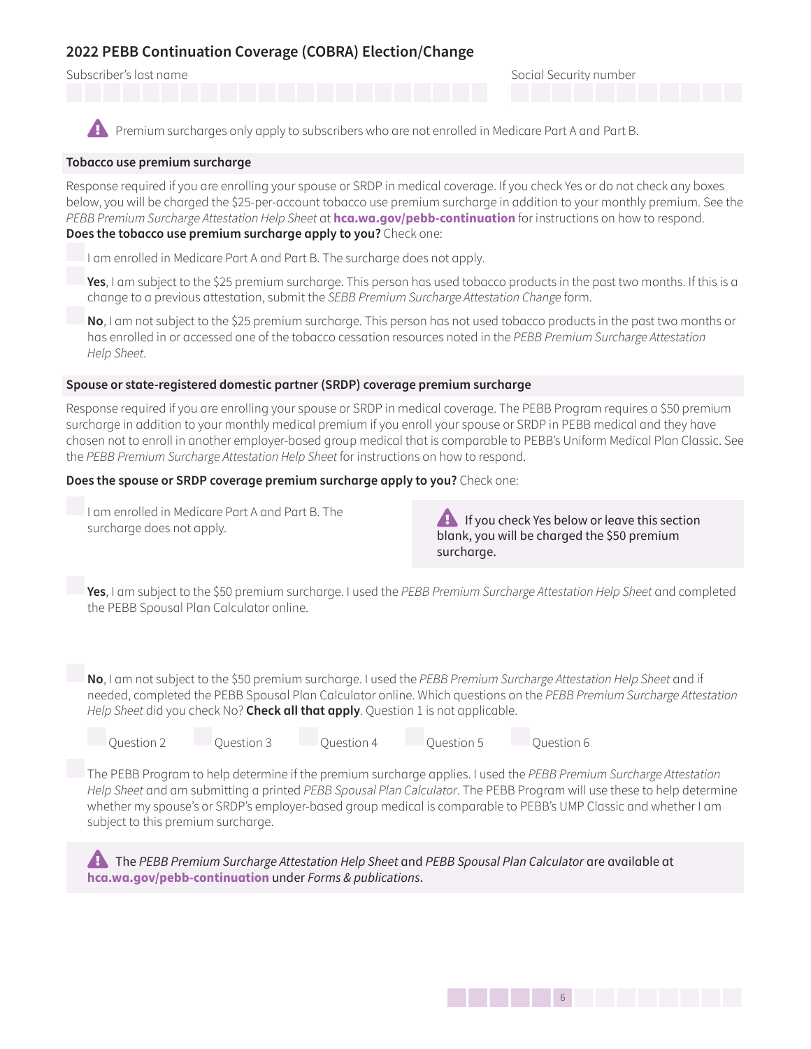## 2022 PEBB Continuation Coverage (COBRA) Election/Change

Subscriber's last name

Social Security number

Premium surcharges only apply to subscribers who are not enrolled in Medicare Part A and Part B.

### Tobacco use premium surcharge

Response required if you are enrolling your spouse or SRDP in medical coverage. If you check Yes or do not check any boxes below, you will be charged the $25-per-account tobacco use premium surcharge in addition to your monthly premium. See the *PEBB Premium Surcharge Attestation Help Sheet* at **hca.wa.gov/pebb-continuation** for instructions on how to respond.

**Does the tobacco use premium surcharge apply to you?** Check one:

- ☐ I am enrolled in Medicare Part A and Part B. The surcharge does not apply.
- ☐ **Yes**, I am subject to the $25 premium surcharge. This person has used tobacco products in the past two months. If this is a change to a previous attestation, submit the *SEBB Premium Surcharge Attestation Change* form.
- ☐ **No**, I am not subject to the $25 premium surcharge. This person has not used tobacco products in the past two months or has enrolled in or accessed one of the tobacco cessation resources noted in the *PEBB Premium Surcharge Attestation Help Sheet*.

### Spouse or state-registered domestic partner (SRDP) coverage premium surcharge

Response required if you are enrolling your spouse or SRDP in medical coverage. The PEBB Program requires a $50 premium surcharge in addition to your monthly medical premium if you enroll your spouse or SRDP in PEBB medical and they have chosen not to enroll in another employer-based group medical that is comparable to PEBB's Uniform Medical Plan Classic. See the *PEBB Premium Surcharge Attestation Help Sheet* for instructions on how to respond.

**Does the spouse or SRDP coverage premium surcharge apply to you?** Check one:

- ☐ I am enrolled in Medicare Part A and Part B. The surcharge does not apply.

If you check Yes below or leave this section blank, you will be charged the $50 premium surcharge.

- ☐ **Yes**, I am subject to the $50 premium surcharge. I used the *PEBB Premium Surcharge Attestation Help Sheet* and completed the PEBB Spousal Plan Calculator online.
- ☐ **No**, I am not subject to the $50 premium surcharge. I used the *PEBB Premium Surcharge Attestation Help Sheet* and if needed, completed the PEBB Spousal Plan Calculator online. Which questions on the *PEBB Premium Surcharge Attestation Help Sheet* did you check No? **Check all that apply**. Question 1 is not applicable.

  ☐ Question 2 ☐ Question 3 ☐ Question 4 ☐ Question 5 ☐ Question 6

- ☐ The PEBB Program to help determine if the premium surcharge applies. I used the *PEBB Premium Surcharge Attestation Help Sheet* and am submitting a printed *PEBB Spousal Plan Calculator*. The PEBB Program will use these to help determine whether my spouse's or SRDP's employer-based group medical is comparable to PEBB's UMP Classic and whether I am subject to this premium surcharge.

The *PEBB Premium Surcharge Attestation Help Sheet* and *PEBB Spousal Plan Calculator* are available at **hca.wa.gov/pebb-continuation** under *Forms & publications*.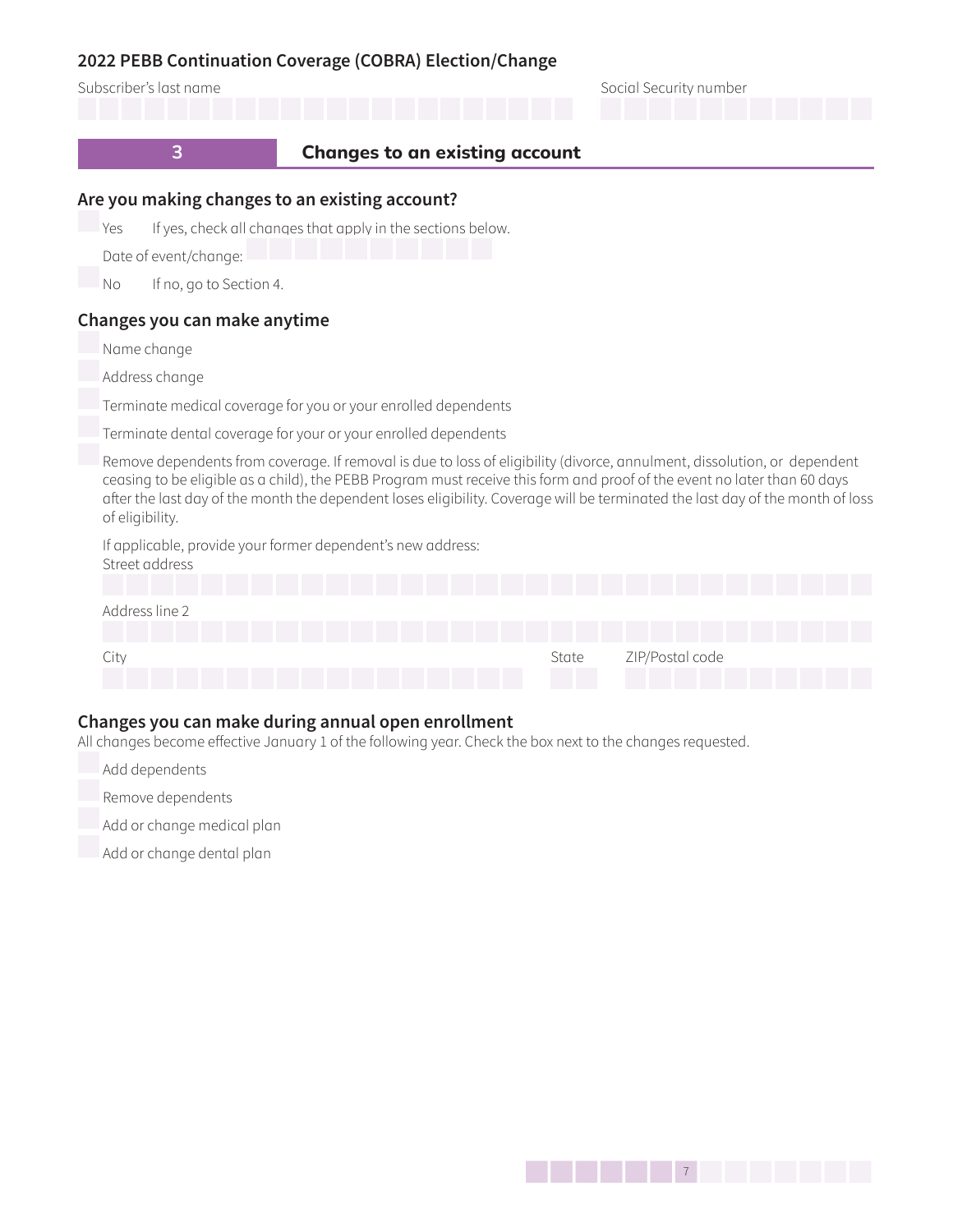## 2022 PEBB Continuation Coverage (COBRA) Election/Change

Subscriber's last name

Social Security number

## 3 Changes to an existing account

### Are you making changes to an existing account?

- ☐ Yes If yes, check all changes that apply in the sections below.

  Date of event/change:

- ☐ No If no, go to Section 4.

### Changes you can make anytime

- ☐ Name change
- ☐ Address change
- ☐ Terminate medical coverage for you or your enrolled dependents
- ☐ Terminate dental coverage for your or your enrolled dependents
- ☐ Remove dependents from coverage. If removal is due to loss of eligibility (divorce, annulment, dissolution, or dependent ceasing to be eligible as a child), the PEBB Program must receive this form and proof of the event no later than 60 days after the last day of the month the dependent loses eligibility. Coverage will be terminated the last day of the month of loss of eligibility.

  If applicable, provide your former dependent's new address:

  Street address

  Address line 2

  City

  State

  ZIP/Postal code

### Changes you can make during annual open enrollment

All changes become effective January 1 of the following year. Check the box next to the changes requested.

- ☐ Add dependents
- ☐ Remove dependents
- ☐ Add or change medical plan
- ☐ Add or change dental plan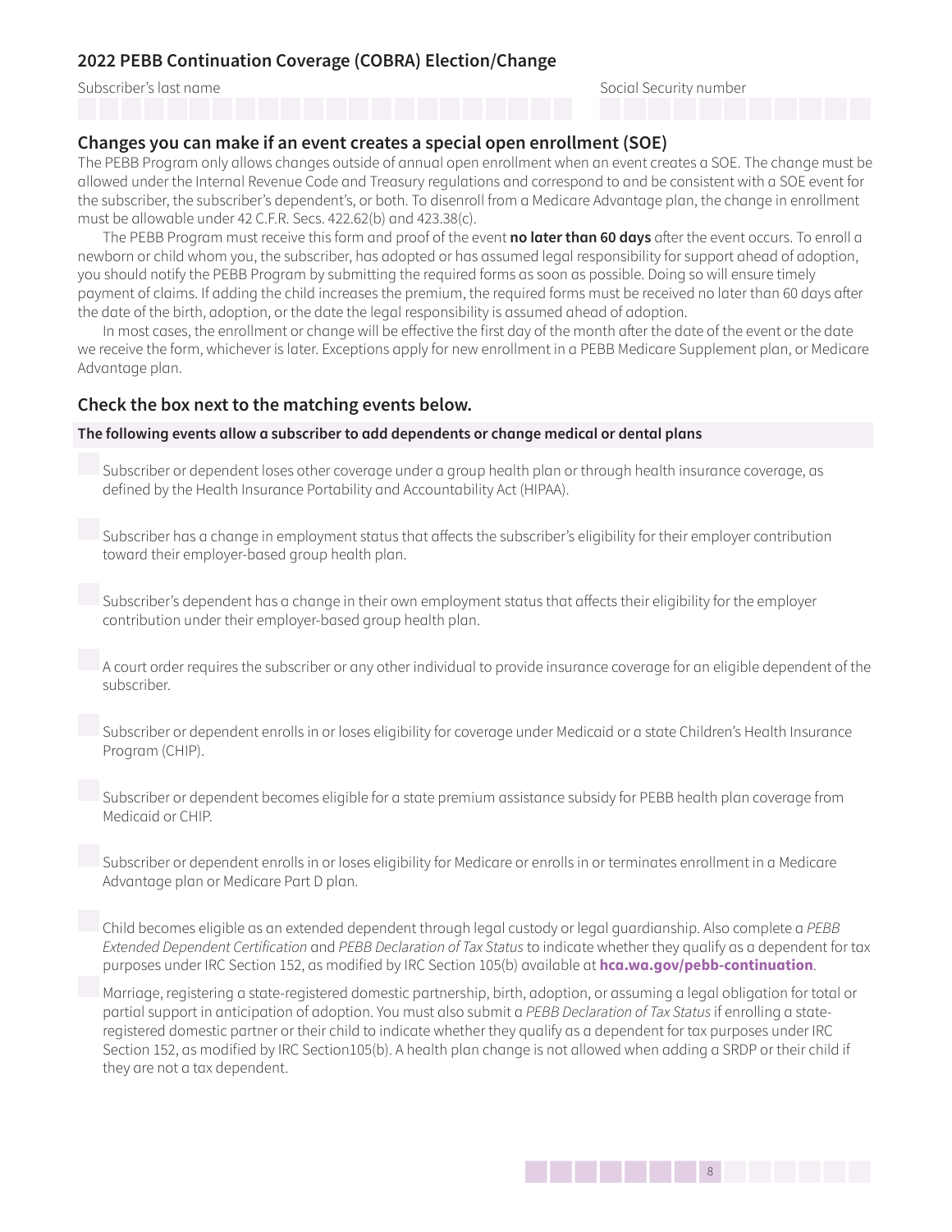## 2022 PEBB Continuation Coverage (COBRA) Election/Change

Subscriber's last name | Social Security number

### Changes you can make if an event creates a special open enrollment (SOE)

The PEBB Program only allows changes outside of annual open enrollment when an event creates a SOE. The change must be allowed under the Internal Revenue Code and Treasury regulations and correspond to and be consistent with a SOE event for the subscriber, the subscriber's dependent's, or both. To disenroll from a Medicare Advantage plan, the change in enrollment must be allowable under 42 C.F.R. Secs. 422.62(b) and 423.38(c).

The PEBB Program must receive this form and proof of the event **no later than 60 days** after the event occurs. To enroll a newborn or child whom you, the subscriber, has adopted or has assumed legal responsibility for support ahead of adoption, you should notify the PEBB Program by submitting the required forms as soon as possible. Doing so will ensure timely payment of claims. If adding the child increases the premium, the required forms must be received no later than 60 days after the date of the birth, adoption, or the date the legal responsibility is assumed ahead of adoption.

In most cases, the enrollment or change will be effective the first day of the month after the date of the event or the date we receive the form, whichever is later. Exceptions apply for new enrollment in a PEBB Medicare Supplement plan, or Medicare Advantage plan.

### Check the box next to the matching events below.

**The following events allow a subscriber to add dependents or change medical or dental plans**

- ☐ Subscriber or dependent loses other coverage under a group health plan or through health insurance coverage, as defined by the Health Insurance Portability and Accountability Act (HIPAA).
- ☐ Subscriber has a change in employment status that affects the subscriber's eligibility for their employer contribution toward their employer-based group health plan.
- ☐ Subscriber's dependent has a change in their own employment status that affects their eligibility for the employer contribution under their employer-based group health plan.
- ☐ A court order requires the subscriber or any other individual to provide insurance coverage for an eligible dependent of the subscriber.
- ☐ Subscriber or dependent enrolls in or loses eligibility for coverage under Medicaid or a state Children's Health Insurance Program (CHIP).
- ☐ Subscriber or dependent becomes eligible for a state premium assistance subsidy for PEBB health plan coverage from Medicaid or CHIP.
- ☐ Subscriber or dependent enrolls in or loses eligibility for Medicare or enrolls in or terminates enrollment in a Medicare Advantage plan or Medicare Part D plan.
- ☐ Child becomes eligible as an extended dependent through legal custody or legal guardianship. Also complete a *PEBB Extended Dependent Certification* and *PEBB Declaration of Tax Status* to indicate whether they qualify as a dependent for tax purposes under IRC Section 152, as modified by IRC Section 105(b) available at **hca.wa.gov/pebb-continuation**.
- ☐ Marriage, registering a state-registered domestic partnership, birth, adoption, or assuming a legal obligation for total or partial support in anticipation of adoption. You must also submit a *PEBB Declaration of Tax Status* if enrolling a state-registered domestic partner or their child to indicate whether they qualify as a dependent for tax purposes under IRC Section 152, as modified by IRC Section105(b). A health plan change is not allowed when adding a SRDP or their child if they are not a tax dependent.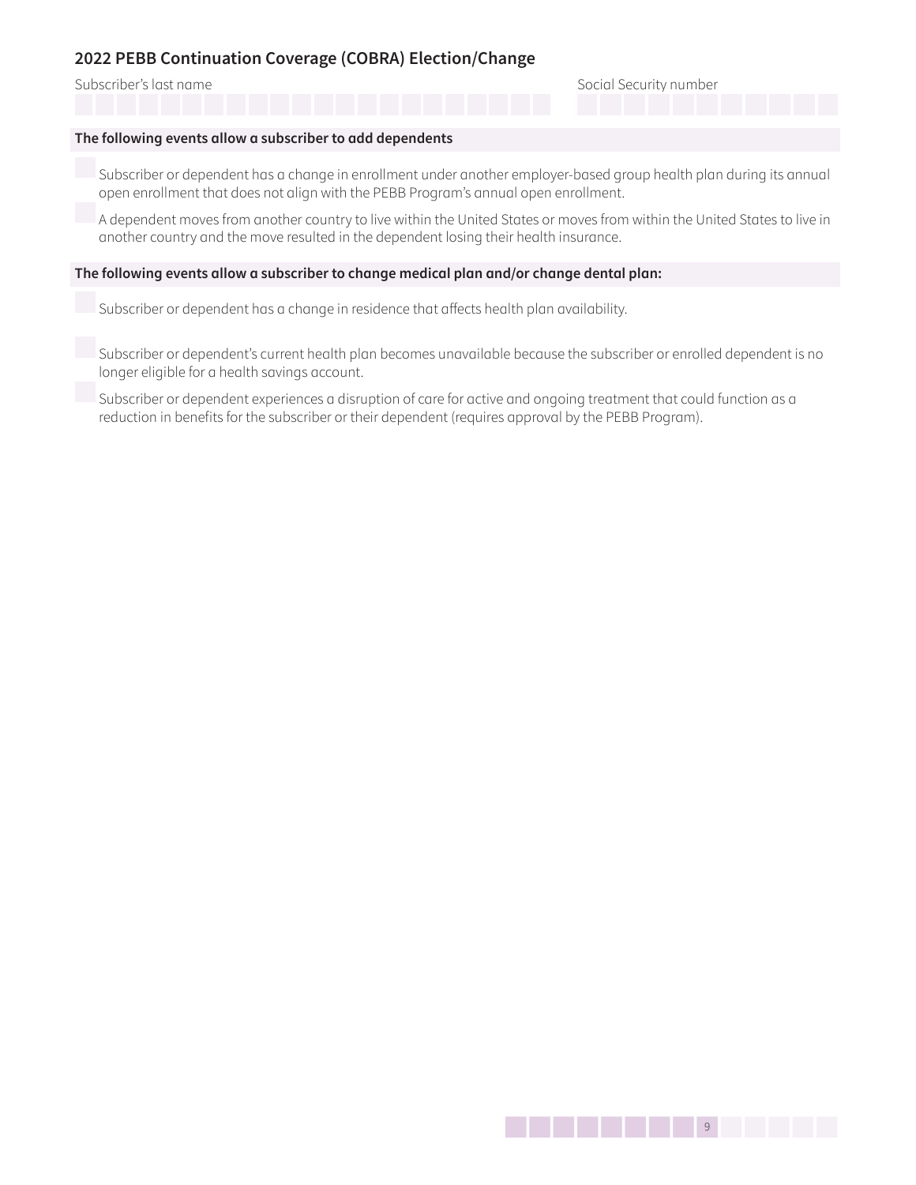## 2022 PEBB Continuation Coverage (COBRA) Election/Change

Subscriber's last name

Social Security number

**The following events allow a subscriber to add dependents**

- ☐ Subscriber or dependent has a change in enrollment under another employer-based group health plan during its annual open enrollment that does not align with the PEBB Program's annual open enrollment.
- ☐ A dependent moves from another country to live within the United States or moves from within the United States to live in another country and the move resulted in the dependent losing their health insurance.

**The following events allow a subscriber to change medical plan and/or change dental plan:**

- ☐ Subscriber or dependent has a change in residence that affects health plan availability.
- ☐ Subscriber or dependent's current health plan becomes unavailable because the subscriber or enrolled dependent is no longer eligible for a health savings account.
- ☐ Subscriber or dependent experiences a disruption of care for active and ongoing treatment that could function as a reduction in benefits for the subscriber or their dependent (requires approval by the PEBB Program).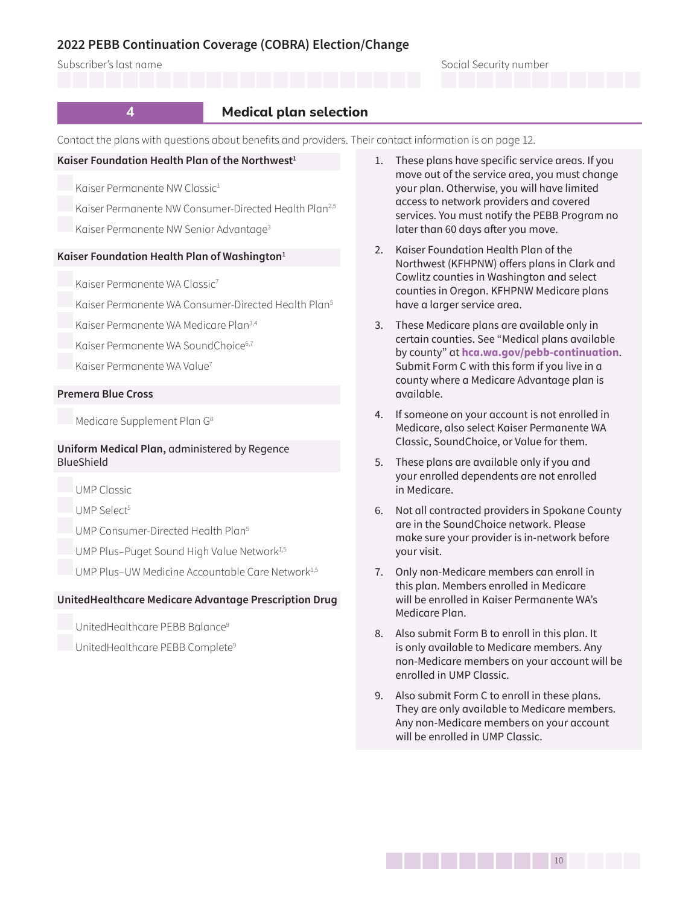# 2022 PEBB Continuation Coverage (COBRA) Election/Change

Subscriber's last name

Social Security number

## 4 Medical plan selection

Contact the plans with questions about benefits and providers. Their contact information is on page 12.

**Kaiser Foundation Health Plan of the Northwest**[1]

- Kaiser Permanente NW Classic[1]
- Kaiser Permanente NW Consumer-Directed Health Plan[2,5]
- Kaiser Permanente NW Senior Advantage[3]

**Kaiser Foundation Health Plan of Washington**[1]

- Kaiser Permanente WA Classic[7]
- Kaiser Permanente WA Consumer-Directed Health Plan[5]
- Kaiser Permanente WA Medicare Plan[3,4]
- Kaiser Permanente WA SoundChoice[6,7]
- Kaiser Permanente WA Value[7]

**Premera Blue Cross**

- Medicare Supplement Plan G[8]

**Uniform Medical Plan,** administered by Regence BlueShield

- UMP Classic
- UMP Select[5]
- UMP Consumer-Directed Health Plan[5]
- UMP Plus–Puget Sound High Value Network[1,5]
- UMP Plus–UW Medicine Accountable Care Network[1,5]

**UnitedHealthcare Medicare Advantage Prescription Drug**

- UnitedHealthcare PEBB Balance[9]
- UnitedHealthcare PEBB Complete[9]

1. These plans have specific service areas. If you move out of the service area, you must change your plan. Otherwise, you will have limited access to network providers and covered services. You must notify the PEBB Program no later than 60 days after you move.
2. Kaiser Foundation Health Plan of the Northwest (KFHPNW) offers plans in Clark and Cowlitz counties in Washington and select counties in Oregon. KFHPNW Medicare plans have a larger service area.
3. These Medicare plans are available only in certain counties. See "Medical plans available by county" at **hca.wa.gov/pebb-continuation**. Submit Form C with this form if you live in a county where a Medicare Advantage plan is available.
4. If someone on your account is not enrolled in Medicare, also select Kaiser Permanente WA Classic, SoundChoice, or Value for them.
5. These plans are available only if you and your enrolled dependents are not enrolled in Medicare.
6. Not all contracted providers in Spokane County are in the SoundChoice network. Please make sure your provider is in-network before your visit.
7. Only non-Medicare members can enroll in this plan. Members enrolled in Medicare will be enrolled in Kaiser Permanente WA's Medicare Plan.
8. Also submit Form B to enroll in this plan. It is only available to Medicare members. Any non-Medicare members on your account will be enrolled in UMP Classic.
9. Also submit Form C to enroll in these plans. They are only available to Medicare members. Any non-Medicare members on your account will be enrolled in UMP Classic.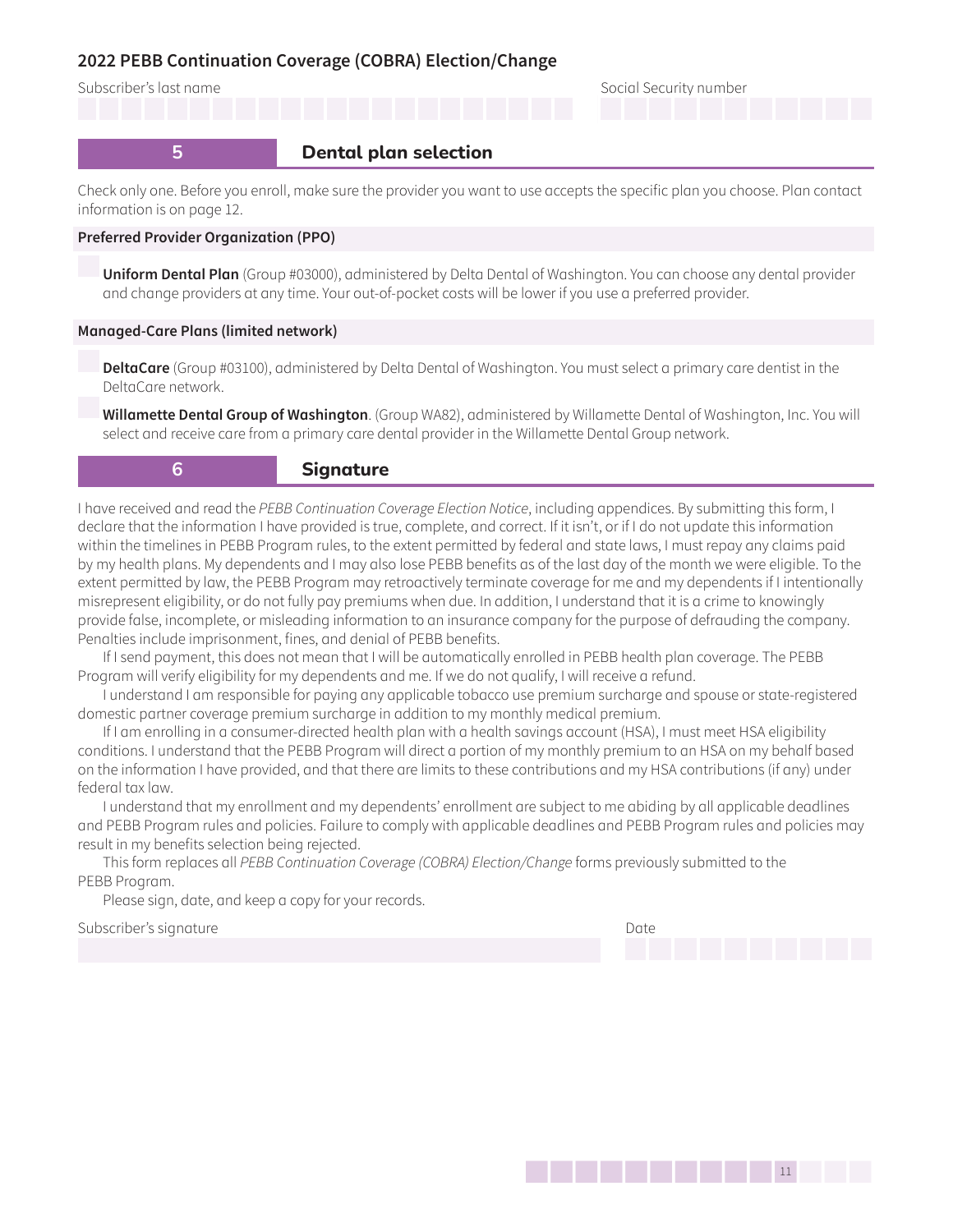## 2022 PEBB Continuation Coverage (COBRA) Election/Change

Subscriber's last name

Social Security number

### 5 Dental plan selection

Check only one. Before you enroll, make sure the provider you want to use accepts the specific plan you choose. Plan contact information is on page 12.

**Preferred Provider Organization (PPO)**

- ☐ **Uniform Dental Plan** (Group #03000), administered by Delta Dental of Washington. You can choose any dental provider and change providers at any time. Your out-of-pocket costs will be lower if you use a preferred provider.

**Managed-Care Plans (limited network)**

- ☐ **DeltaCare** (Group #03100), administered by Delta Dental of Washington. You must select a primary care dentist in the DeltaCare network.
- ☐ **Willamette Dental Group of Washington**. (Group WA82), administered by Willamette Dental of Washington, Inc. You will select and receive care from a primary care dental provider in the Willamette Dental Group network.

### 6 Signature

I have received and read the *PEBB Continuation Coverage Election Notice*, including appendices. By submitting this form, I declare that the information I have provided is true, complete, and correct. If it isn't, or if I do not update this information within the timelines in PEBB Program rules, to the extent permitted by federal and state laws, I must repay any claims paid by my health plans. My dependents and I may also lose PEBB benefits as of the last day of the month we were eligible. To the extent permitted by law, the PEBB Program may retroactively terminate coverage for me and my dependents if I intentionally misrepresent eligibility, or do not fully pay premiums when due. In addition, I understand that it is a crime to knowingly provide false, incomplete, or misleading information to an insurance company for the purpose of defrauding the company. Penalties include imprisonment, fines, and denial of PEBB benefits.

If I send payment, this does not mean that I will be automatically enrolled in PEBB health plan coverage. The PEBB Program will verify eligibility for my dependents and me. If we do not qualify, I will receive a refund.

I understand I am responsible for paying any applicable tobacco use premium surcharge and spouse or state-registered domestic partner coverage premium surcharge in addition to my monthly medical premium.

If I am enrolling in a consumer-directed health plan with a health savings account (HSA), I must meet HSA eligibility conditions. I understand that the PEBB Program will direct a portion of my monthly premium to an HSA on my behalf based on the information I have provided, and that there are limits to these contributions and my HSA contributions (if any) under federal tax law.

I understand that my enrollment and my dependents' enrollment are subject to me abiding by all applicable deadlines and PEBB Program rules and policies. Failure to comply with applicable deadlines and PEBB Program rules and policies may result in my benefits selection being rejected.

This form replaces all *PEBB Continuation Coverage (COBRA) Election/Change* forms previously submitted to the PEBB Program.

Please sign, date, and keep a copy for your records.

Subscriber's signature

Date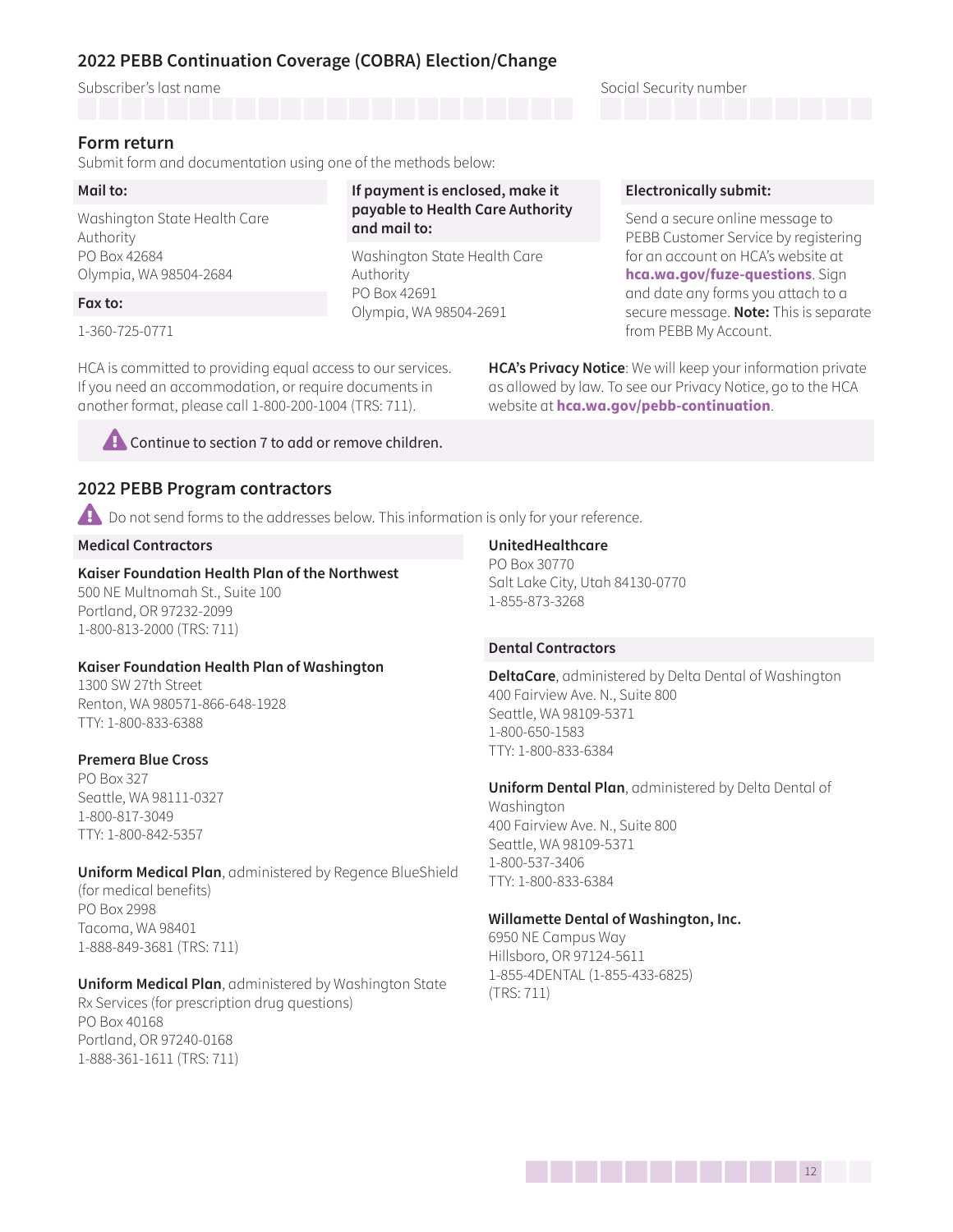## 2022 PEBB Continuation Coverage (COBRA) Election/Change

Subscriber's last name

Social Security number

### Form return

Submit form and documentation using one of the methods below:

**Mail to:**

Washington State Health Care Authority
PO Box 42684
Olympia, WA 98504-2684

**Fax to:**

1-360-725-0771

**If payment is enclosed, make it payable to Health Care Authority and mail to:**

Washington State Health Care Authority
PO Box 42691
Olympia, WA 98504-2691

**Electronically submit:**

Send a secure online message to PEBB Customer Service by registering for an account on HCA's website at **hca.wa.gov/fuze-questions**. Sign and date any forms you attach to a secure message. **Note:** This is separate from PEBB My Account.

HCA is committed to providing equal access to our services. If you need an accommodation, or require documents in another format, please call 1-800-200-1004 (TRS: 711).

**HCA's Privacy Notice**: We will keep your information private as allowed by law. To see our Privacy Notice, go to the HCA website at **hca.wa.gov/pebb-continuation**.

Continue to section 7 to add or remove children.

## 2022 PEBB Program contractors

Do not send forms to the addresses below. This information is only for your reference.

### Medical Contractors

**Kaiser Foundation Health Plan of the Northwest**
500 NE Multnomah St., Suite 100
Portland, OR 97232-2099
1-800-813-2000 (TRS: 711)

**Kaiser Foundation Health Plan of Washington**
1300 SW 27th Street
Renton, WA 980571-866-648-1928
TTY: 1-800-833-6388

**Premera Blue Cross**
PO Box 327
Seattle, WA 98111-0327
1-800-817-3049
TTY: 1-800-842-5357

**Uniform Medical Plan**, administered by Regence BlueShield (for medical benefits)
PO Box 2998
Tacoma, WA 98401
1-888-849-3681 (TRS: 711)

**Uniform Medical Plan**, administered by Washington State Rx Services (for prescription drug questions)
PO Box 40168
Portland, OR 97240-0168
1-888-361-1611 (TRS: 711)

**UnitedHealthcare**
PO Box 30770
Salt Lake City, Utah 84130-0770
1-855-873-3268

### Dental Contractors

**DeltaCare**, administered by Delta Dental of Washington
400 Fairview Ave. N., Suite 800
Seattle, WA 98109-5371
1-800-650-1583
TTY: 1-800-833-6384

**Uniform Dental Plan**, administered by Delta Dental of Washington
400 Fairview Ave. N., Suite 800
Seattle, WA 98109-5371
1-800-537-3406
TTY: 1-800-833-6384

**Willamette Dental of Washington, Inc.**
6950 NE Campus Way
Hillsboro, OR 97124-5611
1-855-4DENTAL (1-855-433-6825)
(TRS: 711)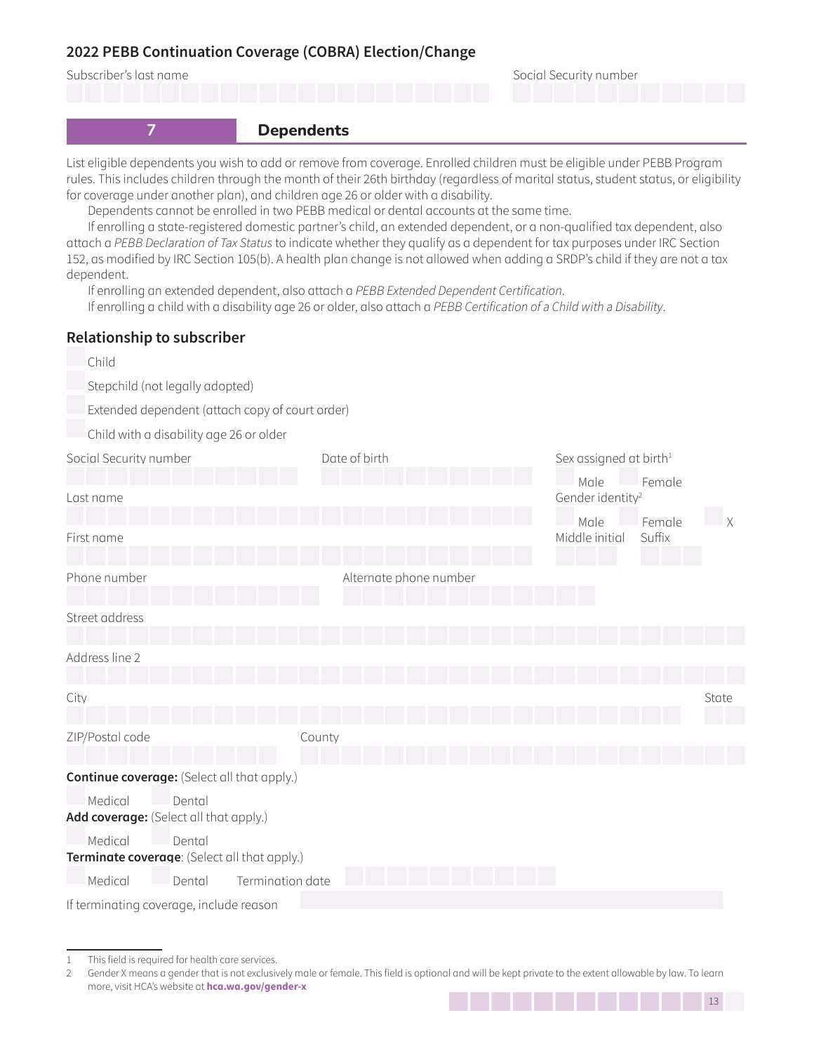## 2022 PEBB Continuation Coverage (COBRA) Election/Change

Subscriber's last name

Social Security number

## 7 Dependents

List eligible dependents you wish to add or remove from coverage. Enrolled children must be eligible under PEBB Program rules. This includes children through the month of their 26th birthday (regardless of marital status, student status, or eligibility for coverage under another plan), and children age 26 or older with a disability.

Dependents cannot be enrolled in two PEBB medical or dental accounts at the same time.

If enrolling a state-registered domestic partner's child, an extended dependent, or a non-qualified tax dependent, also attach a *PEBB Declaration of Tax Status* to indicate whether they qualify as a dependent for tax purposes under IRC Section 152, as modified by IRC Section 105(b). A health plan change is not allowed when adding a SRDP's child if they are not a tax dependent.

If enrolling an extended dependent, also attach a *PEBB Extended Dependent Certification*.

If enrolling a child with a disability age 26 or older, also attach a *PEBB Certification of a Child with a Disability*.

### Relationship to subscriber

- ☐ Child
- ☐ Stepchild (not legally adopted)
- ☐ Extended dependent (attach copy of court order)
- ☐ Child with a disability age 26 or older

Social Security number

Date of birth

Sex assigned at birth[1] ☐ Male ☐ Female

Last name

Gender identity[2] ☐ Male ☐ Female ☐ X

First name

Middle initial

Suffix

Phone number

Alternate phone number

Street address

Address line 2

City

State

ZIP/Postal code

County

**Continue coverage:** (Select all that apply.)

☐ Medical ☐ Dental

**Add coverage:** (Select all that apply.)

☐ Medical ☐ Dental

**Terminate coverage**: (Select all that apply.)

☐ Medical ☐ Dental Termination date

If terminating coverage, include reason

---

1 This field is required for health care services.

2 Gender X means a gender that is not exclusively male or female. This field is optional and will be kept private to the extent allowable by law. To learn more, visit HCA's website at **hca.wa.gov/gender-x**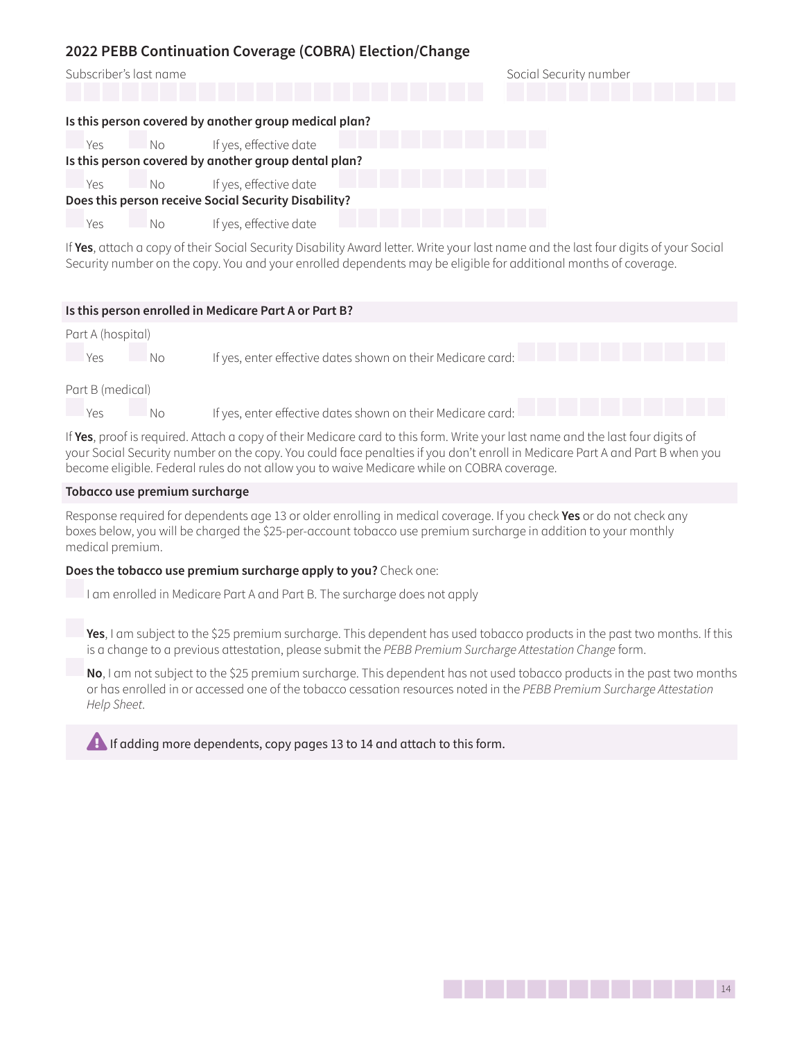## 2022 PEBB Continuation Coverage (COBRA) Election/Change

Subscriber's last name

Social Security number

**Is this person covered by another group medical plan?**

Yes No If yes, effective date

**Is this person covered by another group dental plan?**

Yes No If yes, effective date

**Does this person receive Social Security Disability?**

Yes No If yes, effective date

If **Yes**, attach a copy of their Social Security Disability Award letter. Write your last name and the last four digits of your Social Security number on the copy. You and your enrolled dependents may be eligible for additional months of coverage.

### Is this person enrolled in Medicare Part A or Part B?

Part A (hospital)

Yes No If yes, enter effective dates shown on their Medicare card:

Part B (medical)

Yes No If yes, enter effective dates shown on their Medicare card:

If **Yes**, proof is required. Attach a copy of their Medicare card to this form. Write your last name and the last four digits of your Social Security number on the copy. You could face penalties if you don't enroll in Medicare Part A and Part B when you become eligible. Federal rules do not allow you to waive Medicare while on COBRA coverage.

### Tobacco use premium surcharge

Response required for dependents age 13 or older enrolling in medical coverage. If you check **Yes** or do not check any boxes below, you will be charged the $25-per-account tobacco use premium surcharge in addition to your monthly medical premium.

**Does the tobacco use premium surcharge apply to you?** Check one:

I am enrolled in Medicare Part A and Part B. The surcharge does not apply

**Yes**, I am subject to the $25 premium surcharge. This dependent has used tobacco products in the past two months. If this is a change to a previous attestation, please submit the *PEBB Premium Surcharge Attestation Change* form.

**No**, I am not subject to the $25 premium surcharge. This dependent has not used tobacco products in the past two months or has enrolled in or accessed one of the tobacco cessation resources noted in the *PEBB Premium Surcharge Attestation Help Sheet*.

**If adding more dependents, copy pages 13 to 14 and attach to this form.**